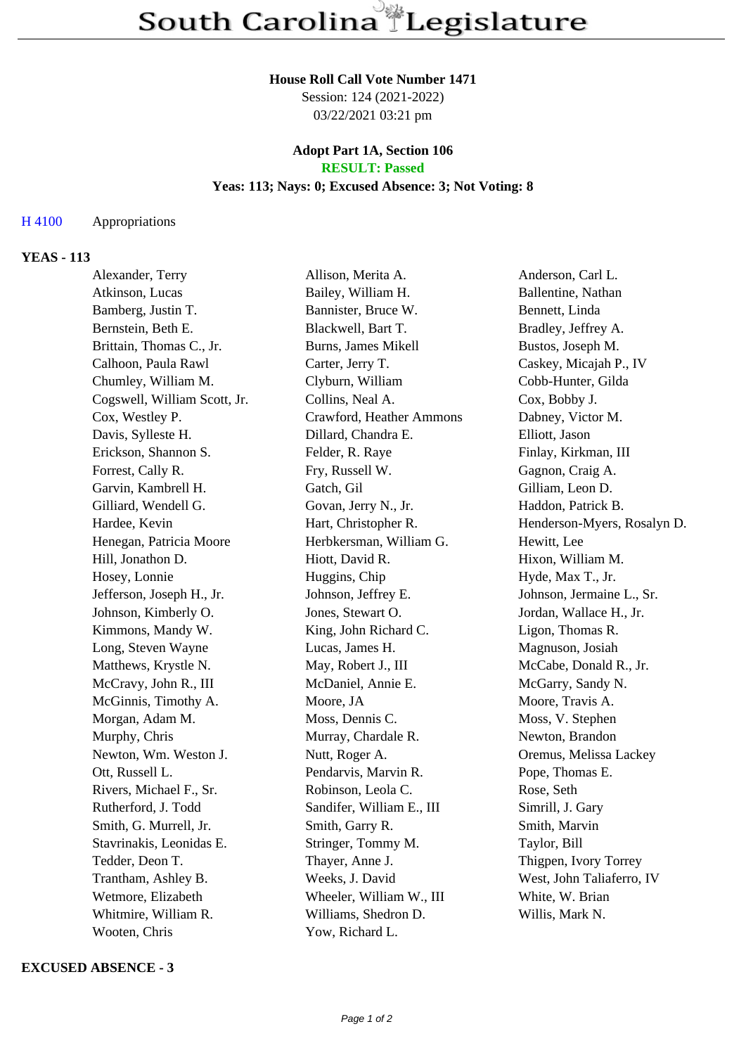# South Carolina Legislature

**House Roll Call Vote Number 1471**
Session: 124 (2021-2022)
03/22/2021 03:21 pm

**Adopt Part 1A, Section 106**
**RESULT: Passed**
**Yeas: 113; Nays: 0; Excused Absence: 3; Not Voting: 8**

H 4100 Appropriations

## YEAS - 113

| | | |
|---|---|---|
| Alexander, Terry | Allison, Merita A. | Anderson, Carl L. |
| Atkinson, Lucas | Bailey, William H. | Ballentine, Nathan |
| Bamberg, Justin T. | Bannister, Bruce W. | Bennett, Linda |
| Bernstein, Beth E. | Blackwell, Bart T. | Bradley, Jeffrey A. |
| Brittain, Thomas C., Jr. | Burns, James Mikell | Bustos, Joseph M. |
| Calhoon, Paula Rawl | Carter, Jerry T. | Caskey, Micajah P., IV |
| Chumley, William M. | Clyburn, William | Cobb-Hunter, Gilda |
| Cogswell, William Scott, Jr. | Collins, Neal A. | Cox, Bobby J. |
| Cox, Westley P. | Crawford, Heather Ammons | Dabney, Victor M. |
| Davis, Sylleste H. | Dillard, Chandra E. | Elliott, Jason |
| Erickson, Shannon S. | Felder, R. Raye | Finlay, Kirkman, III |
| Forrest, Cally R. | Fry, Russell W. | Gagnon, Craig A. |
| Garvin, Kambrell H. | Gatch, Gil | Gilliam, Leon D. |
| Gilliard, Wendell G. | Govan, Jerry N., Jr. | Haddon, Patrick B. |
| Hardee, Kevin | Hart, Christopher R. | Henderson-Myers, Rosalyn D. |
| Henegan, Patricia Moore | Herbkersman, William G. | Hewitt, Lee |
| Hill, Jonathon D. | Hiott, David R. | Hixon, William M. |
| Hosey, Lonnie | Huggins, Chip | Hyde, Max T., Jr. |
| Jefferson, Joseph H., Jr. | Johnson, Jeffrey E. | Johnson, Jermaine L., Sr. |
| Johnson, Kimberly O. | Jones, Stewart O. | Jordan, Wallace H., Jr. |
| Kimmons, Mandy W. | King, John Richard C. | Ligon, Thomas R. |
| Long, Steven Wayne | Lucas, James H. | Magnuson, Josiah |
| Matthews, Krystle N. | May, Robert J., III | McCabe, Donald R., Jr. |
| McCravy, John R., III | McDaniel, Annie E. | McGarry, Sandy N. |
| McGinnis, Timothy A. | Moore, JA | Moore, Travis A. |
| Morgan, Adam M. | Moss, Dennis C. | Moss, V. Stephen |
| Murphy, Chris | Murray, Chardale R. | Newton, Brandon |
| Newton, Wm. Weston J. | Nutt, Roger A. | Oremus, Melissa Lackey |
| Ott, Russell L. | Pendarvis, Marvin R. | Pope, Thomas E. |
| Rivers, Michael F., Sr. | Robinson, Leola C. | Rose, Seth |
| Rutherford, J. Todd | Sandifer, William E., III | Simrill, J. Gary |
| Smith, G. Murrell, Jr. | Smith, Garry R. | Smith, Marvin |
| Stavrinakis, Leonidas E. | Stringer, Tommy M. | Taylor, Bill |
| Tedder, Deon T. | Thayer, Anne J. | Thigpen, Ivory Torrey |
| Trantham, Ashley B. | Weeks, J. David | West, John Taliaferro, IV |
| Wetmore, Elizabeth | Wheeler, William W., III | White, W. Brian |
| Whitmire, William R. | Williams, Shedron D. | Willis, Mark N. |
| Wooten, Chris | Yow, Richard L. | |

## EXCUSED ABSENCE - 3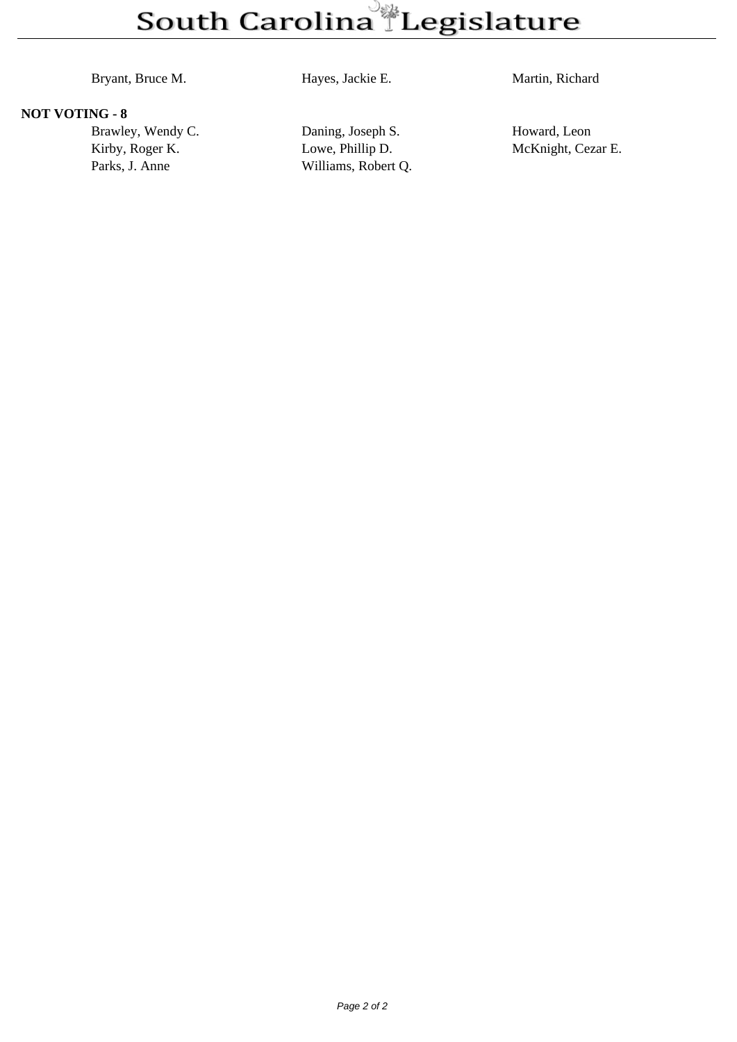| | | |
|---|---|---|
| Bryant, Bruce M. | Hayes, Jackie E. | Martin, Richard |

**NOT VOTING - 8**

| | | |
|---|---|---|
| Brawley, Wendy C. | Daning, Joseph S. | Howard, Leon |
| Kirby, Roger K. | Lowe, Phillip D. | McKnight, Cezar E. |
| Parks, J. Anne | Williams, Robert Q. | |